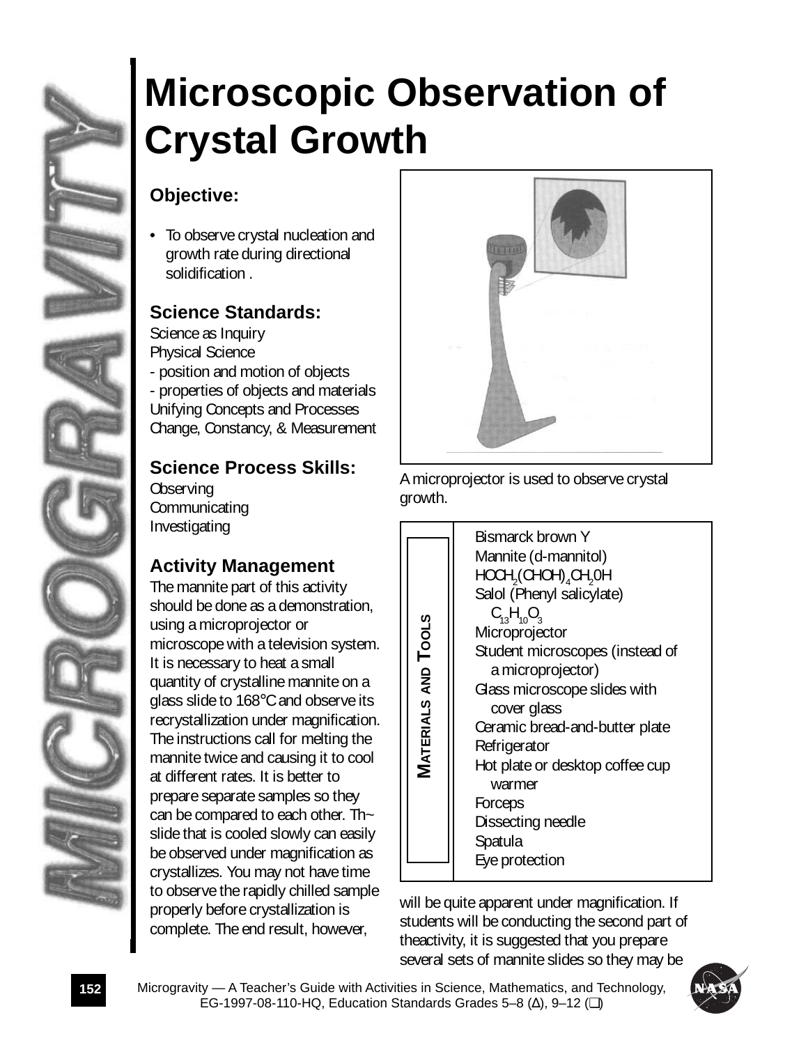# Microscopic Observation of Crystal Growth

## Objective:

- To observe crystal nucleation and growth rate during directional solidification .

## Science Standards:

Science as Inquiry
Physical Science
- position and motion of objects
- properties of objects and materials
Unifying Concepts and Processes
Change, Constancy, & Measurement

## Science Process Skills:

Observing
Communicating
Investigating

## Activity Management

The mannite part of this activity should be done as a demonstration, using a microprojector or microscope with a television system. It is necessary to heat a small quantity of crystalline mannite on a glass slide to 168°C and observe its recrystallization under magnification. The instructions call for melting the mannite twice and causing it to cool at different rates. It is better to prepare separate samples so they can be compared to each other. Th~ slide that is cooled slowly can easily be observed under magnification as crystallizes. You may not have time to observe the rapidly chilled sample properly before crystallization is complete. The end result, however, will be quite apparent under magnification. If students will be conducting the second part of theactivity, it is suggested that you prepare several sets of mannite slides so they may be

A microprojector is used to observe crystal growth.

**Materials and Tools**

- Bismarck brown Y
- Mannite (d-mannitol) $HOCH_2(CHOH)_4CH_2OH$
- Salol (Phenyl salicylate) $C_{13}H_{10}O_3$
- Microprojector
- Student microscopes (instead of a microprojector)
- Glass microscope slides with cover glass
- Ceramic bread-and-butter plate
- Refrigerator
- Hot plate or desktop coffee cup warmer
- Forceps
- Dissecting needle
- Spatula
- Eye protection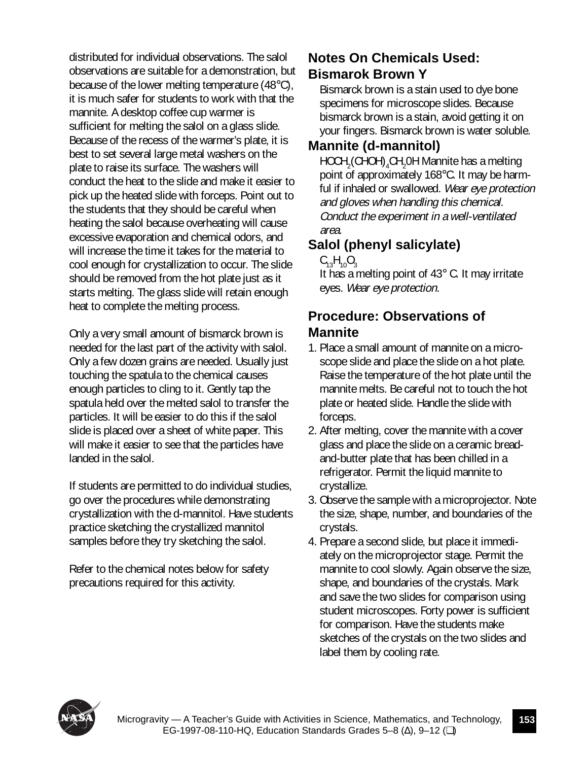distributed for individual observations. The salol observations are suitable for a demonstration, but because of the lower melting temperature (48°C), it is much safer for students to work with that the mannite. A desktop coffee cup warmer is sufficient for melting the salol on a glass slide. Because of the recess of the warmer's plate, it is best to set several large metal washers on the plate to raise its surface. The washers will conduct the heat to the slide and make it easier to pick up the heated slide with forceps. Point out to the students that they should be careful when heating the salol because overheating will cause excessive evaporation and chemical odors, and will increase the time it takes for the material to cool enough for crystallization to occur. The slide should be removed from the hot plate just as it starts melting. The glass slide will retain enough heat to complete the melting process.

Only a very small amount of bismarck brown is needed for the last part of the activity with salol. Only a few dozen grains are needed. Usually just touching the spatula to the chemical causes enough particles to cling to it. Gently tap the spatula held over the melted salol to transfer the particles. It will be easier to do this if the salol slide is placed over a sheet of white paper. This will make it easier to see that the particles have landed in the salol.

If students are permitted to do individual studies, go over the procedures while demonstrating crystallization with the d-mannitol. Have students practice sketching the crystallized mannitol samples before they try sketching the salol.

Refer to the chemical notes below for safety precautions required for this activity.

## Notes On Chemicals Used:

### Bismarok Brown Y

Bismarck brown is a stain used to dye bone specimens for microscope slides. Because bismarck brown is a stain, avoid getting it on your fingers. Bismarck brown is water soluble.

### Mannite (d-mannitol)

$HOCH_2(CHOH)_4CH_2OH$ Mannite has a melting point of approximately 168°C. It may be harmful if inhaled or swallowed. *Wear eye protection and gloves when handling this chemical. Conduct the experiment in a well-ventilated area.*

### Salol (phenyl salicylate)

$C_{13}H_{10}O_3$
It has a melting point of 43° C. It may irritate eyes. *Wear eye protection.*

## Procedure: Observations of Mannite

1. Place a small amount of mannite on a microscope slide and place the slide on a hot plate. Raise the temperature of the hot plate until the mannite melts. Be careful not to touch the hot plate or heated slide. Handle the slide with forceps.
2. After melting, cover the mannite with a cover glass and place the slide on a ceramic bread-and-butter plate that has been chilled in a refrigerator. Permit the liquid mannite to crystallize.
3. Observe the sample with a microprojector. Note the size, shape, number, and boundaries of the crystals.
4. Prepare a second slide, but place it immediately on the microprojector stage. Permit the mannite to cool slowly. Again observe the size, shape, and boundaries of the crystals. Mark and save the two slides for comparison using student microscopes. Forty power is sufficient for comparison. Have the students make sketches of the crystals on the two slides and label them by cooling rate.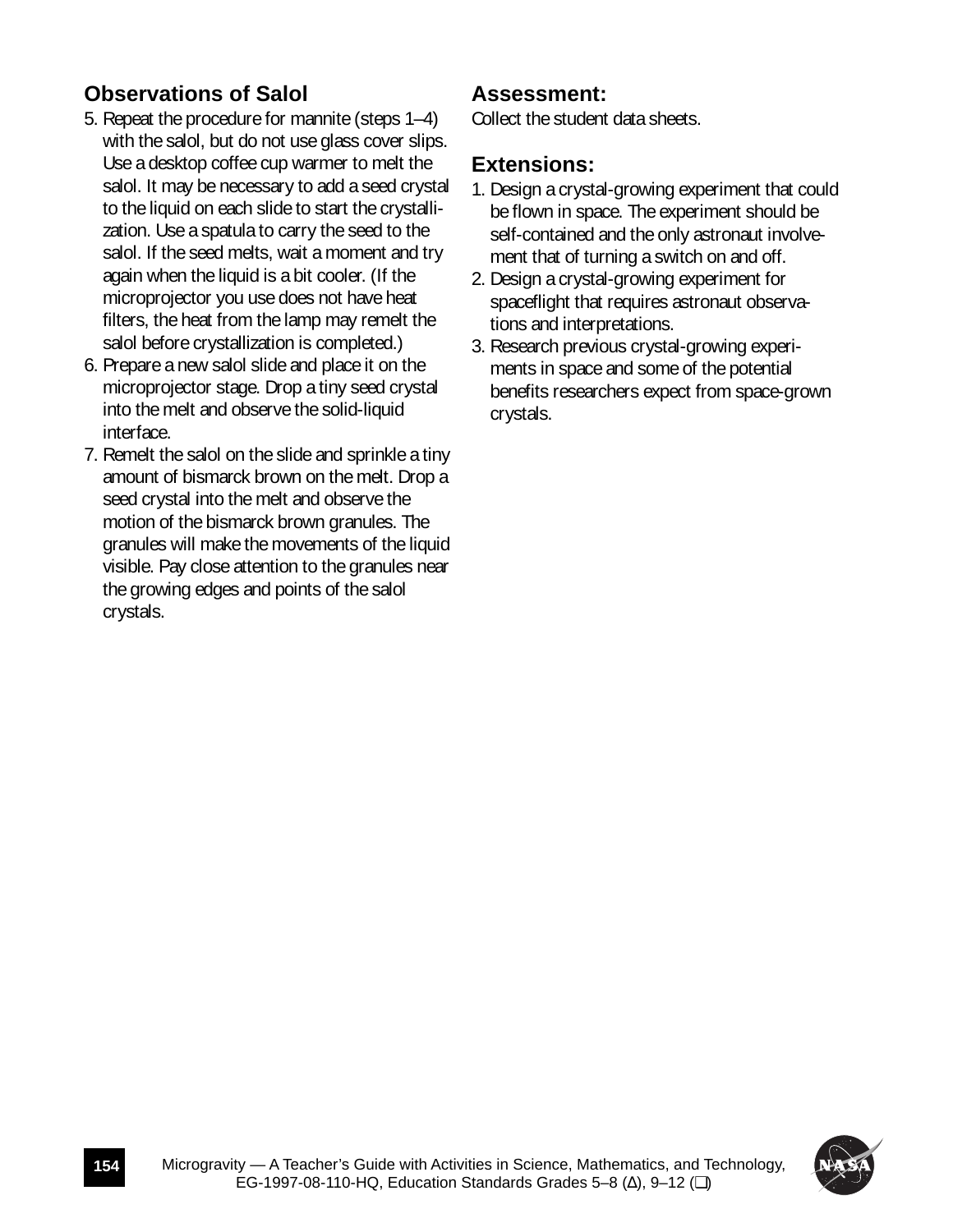## Observations of Salol

5. Repeat the procedure for mannite (steps 1–4) with the salol, but do not use glass cover slips. Use a desktop coffee cup warmer to melt the salol. It may be necessary to add a seed crystal to the liquid on each slide to start the crystallization. Use a spatula to carry the seed to the salol. If the seed melts, wait a moment and try again when the liquid is a bit cooler. (If the microprojector you use does not have heat filters, the heat from the lamp may remelt the salol before crystallization is completed.)
6. Prepare a new salol slide and place it on the microprojector stage. Drop a tiny seed crystal into the melt and observe the solid-liquid interface.
7. Remelt the salol on the slide and sprinkle a tiny amount of bismarck brown on the melt. Drop a seed crystal into the melt and observe the motion of the bismarck brown granules. The granules will make the movements of the liquid visible. Pay close attention to the granules near the growing edges and points of the salol crystals.

## Assessment:

Collect the student data sheets.

## Extensions:

1. Design a crystal-growing experiment that could be flown in space. The experiment should be self-contained and the only astronaut involvement that of turning a switch on and off.
2. Design a crystal-growing experiment for spaceflight that requires astronaut observations and interpretations.
3. Research previous crystal-growing experiments in space and some of the potential benefits researchers expect from space-grown crystals.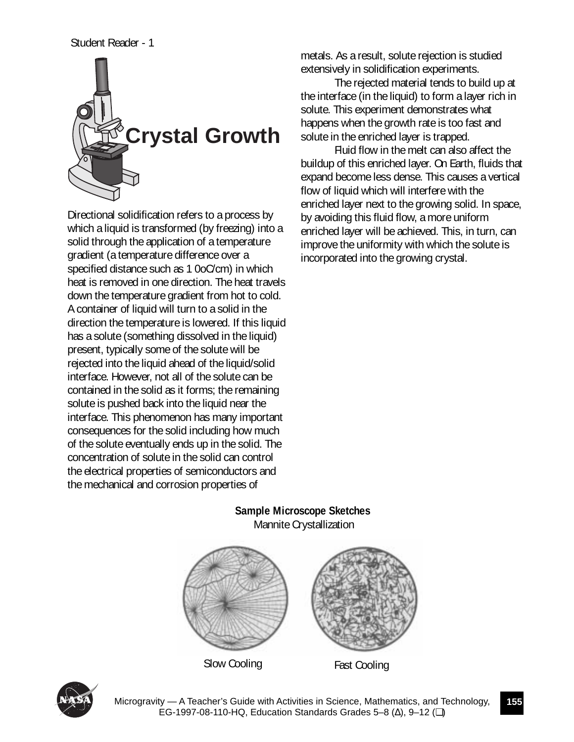Student Reader - 1

# Crystal Growth

Directional solidification refers to a process by which a liquid is transformed (by freezing) into a solid through the application of a temperature gradient (a temperature difference over a specified distance such as 1 0oC/cm) in which heat is removed in one direction. The heat travels down the temperature gradient from hot to cold. A container of liquid will turn to a solid in the direction the temperature is lowered. If this liquid has a solute (something dissolved in the liquid) present, typically some of the solute will be rejected into the liquid ahead of the liquid/solid interface. However, not all of the solute can be contained in the solid as it forms; the remaining solute is pushed back into the liquid near the interface. This phenomenon has many important consequences for the solid including how much of the solute eventually ends up in the solid. The concentration of solute in the solid can control the electrical properties of semiconductors and the mechanical and corrosion properties of metals. As a result, solute rejection is studied extensively in solidification experiments.

The rejected material tends to build up at the interface (in the liquid) to form a layer rich in solute. This experiment demonstrates what happens when the growth rate is too fast and solute in the enriched layer is trapped.

Fluid flow in the melt can also affect the buildup of this enriched layer. On Earth, fluids that expand become less dense. This causes a vertical flow of liquid which will interfere with the enriched layer next to the growing solid. In space, by avoiding this fluid flow, a more uniform enriched layer will be achieved. This, in turn, can improve the uniformity with which the solute is incorporated into the growing crystal.

**Sample Microscope Sketches**

Mannite Crystallization

Slow Cooling

Fast Cooling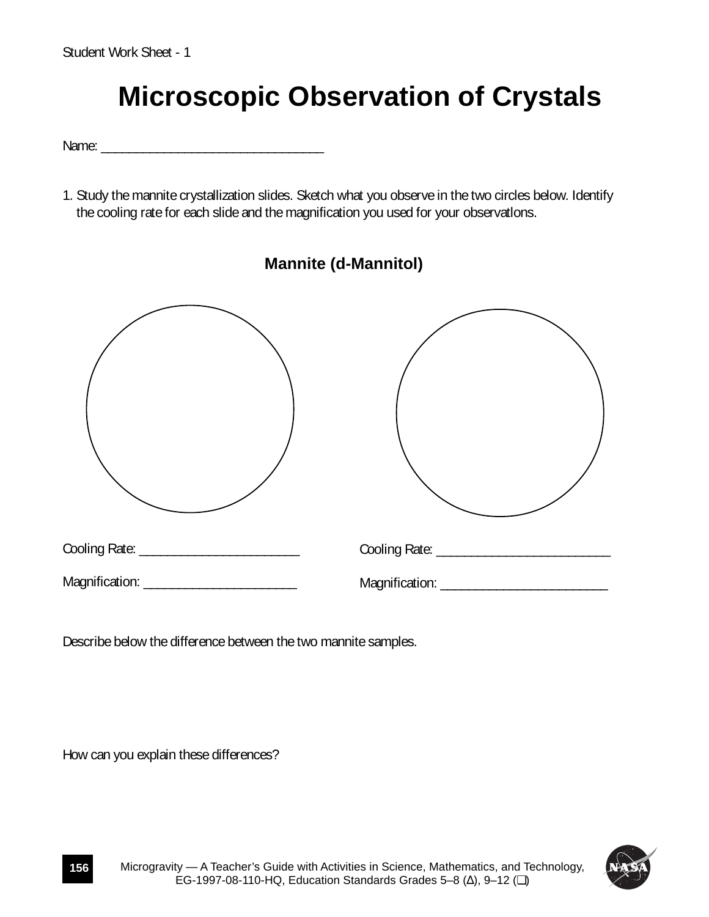Student Work Sheet - 1

# Microscopic Observation of Crystals

Name: ________________________________

1. Study the mannite crystallization slides. Sketch what you observe in the two circles below. Identify the cooling rate for each slide and the magnification you used for your observatlons.

## Mannite (d-Mannitol)

Cooling Rate: ______________________

Magnification: _____________________

Cooling Rate: _______________________

Magnification: ______________________

Describe below the difference between the two mannite samples.

How can you explain these differences?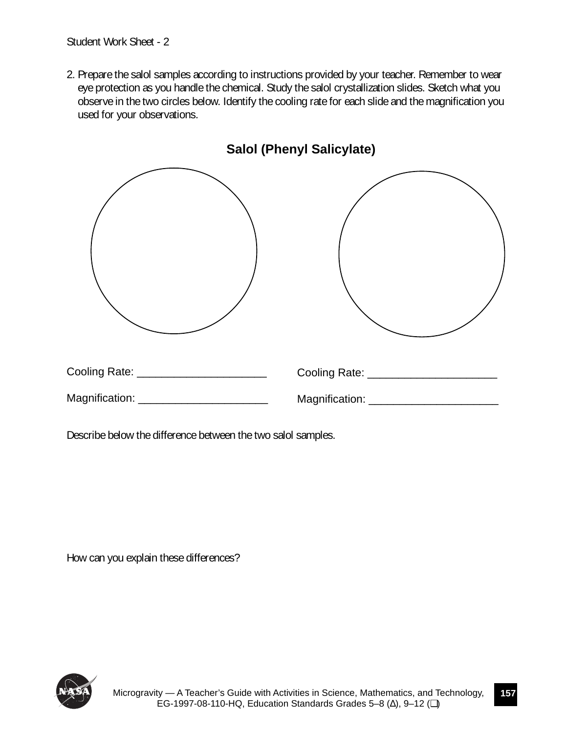Student Work Sheet - 2

2. Prepare the salol samples according to instructions provided by your teacher. Remember to wear eye protection as you handle the chemical. Study the salol crystallization slides. Sketch what you observe in the two circles below. Identify the cooling rate for each slide and the magnification you used for your observations.

### Salol (Phenyl Salicylate)

Cooling Rate: ______________________ Cooling Rate: ______________________

Magnification: ______________________ Magnification: ______________________

Describe below the difference between the two salol samples.

How can you explain these differences?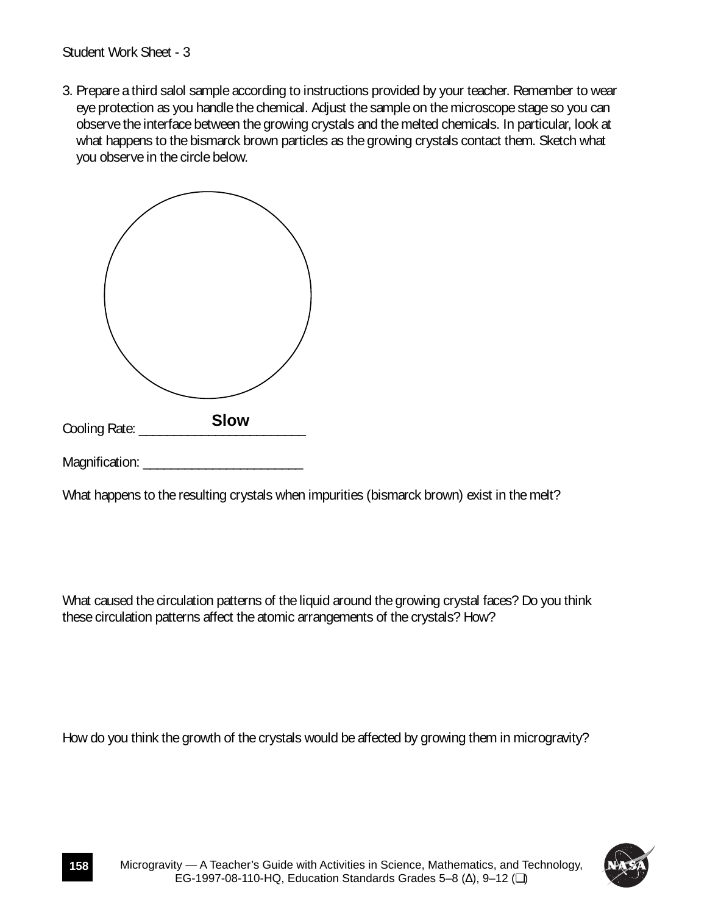Student Work Sheet - 3

3. Prepare a third salol sample according to instructions provided by your teacher. Remember to wear eye protection as you handle the chemical. Adjust the sample on the microscope stage so you can observe the interface between the growing crystals and the melted chemicals. In particular, look at what happens to the bismarck brown particles as the growing crystals contact them. Sketch what you observe in the circle below.

Cooling Rate: **Slow**

Magnification: ______________________

What happens to the resulting crystals when impurities (bismarck brown) exist in the melt?

What caused the circulation patterns of the liquid around the growing crystal faces? Do you think these circulation patterns affect the atomic arrangements of the crystals? How?

How do you think the growth of the crystals would be affected by growing them in microgravity?